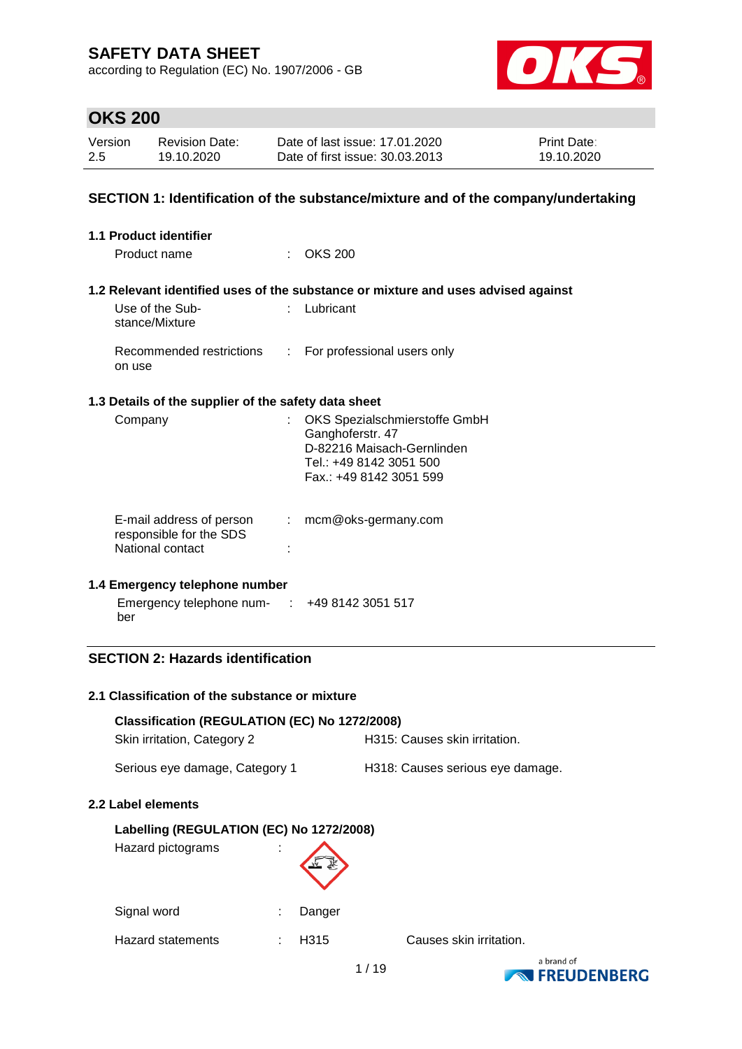# SAFETY DATA SHEET

according to Regulation (EC) No. 1907/2006 - GB

## OKS 200

| Version | Revision Date: | Date of last issue: 17.01.2020 | Print Date: |
|---|---|---|---|
| 2.5 | 19.10.2020 | Date of first issue: 30.03.2013 | 19.10.2020 |

## SECTION 1: Identification of the substance/mixture and of the company/undertaking

### 1.1 Product identifier

Product name : OKS 200

### 1.2 Relevant identified uses of the substance or mixture and uses advised against

Use of the Substance/Mixture : Lubricant

Recommended restrictions on use : For professional users only

### 1.3 Details of the supplier of the safety data sheet

Company : OKS Spezialschmierstoffe GmbH
Ganghoferstr. 47
D-82216 Maisach-Gernlinden
Tel.: +49 8142 3051 500
Fax.: +49 8142 3051 599

E-mail address of person responsible for the SDS : mcm@oks-germany.com

National contact :

### 1.4 Emergency telephone number

Emergency telephone number : +49 8142 3051 517

## SECTION 2: Hazards identification

### 2.1 Classification of the substance or mixture

**Classification (REGULATION (EC) No 1272/2008)**

| | |
|---|---|
| Skin irritation, Category 2 | H315: Causes skin irritation. |
| Serious eye damage, Category 1 | H318: Causes serious eye damage. |

### 2.2 Label elements

**Labelling (REGULATION (EC) No 1272/2008)**

Hazard pictograms :

Signal word : Danger

Hazard statements : H315 Causes skin irritation.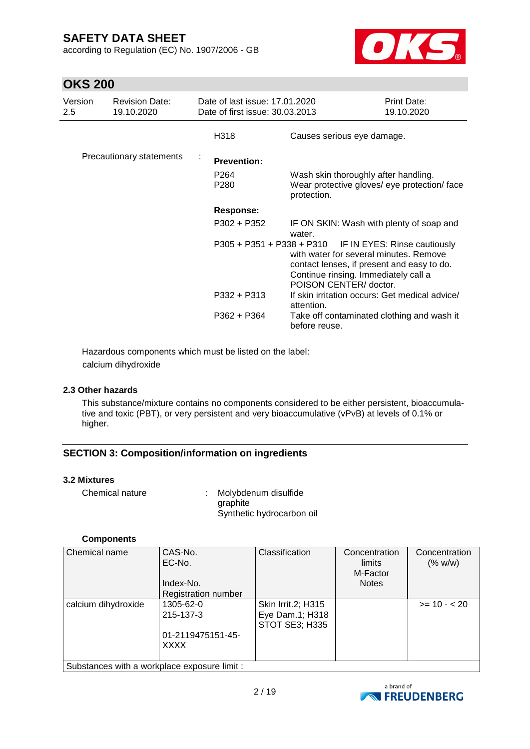| | | |
|---|---|---|
| | H318 | Causes serious eye damage. |
| Precautionary statements : | **Prevention:** | |
| | P264 | Wash skin thoroughly after handling. |
| | P280 | Wear protective gloves/ eye protection/ face protection. |
| | **Response:** | |
| | P302 + P352 | IF ON SKIN: Wash with plenty of soap and water. |
| | P305 + P351 + P338 + P310 | IF IN EYES: Rinse cautiously with water for several minutes. Remove contact lenses, if present and easy to do. Continue rinsing. Immediately call a POISON CENTER/ doctor. |
| | P332 + P313 | If skin irritation occurs: Get medical advice/ attention. |
| | P362 + P364 | Take off contaminated clothing and wash it before reuse. |

Hazardous components which must be listed on the label:
calcium dihydroxide

### 2.3 Other hazards

This substance/mixture contains no components considered to be either persistent, bioaccumulative and toxic (PBT), or very persistent and very bioaccumulative (vPvB) at levels of 0.1% or higher.

## SECTION 3: Composition/information on ingredients

### 3.2 Mixtures

Chemical nature : Molybdenum disulfide
graphite
Synthetic hydrocarbon oil

**Components**

| Chemical name | CAS-No.<br>EC-No.<br>Index-No.<br>Registration number | Classification | Concentration limits<br>M-Factor<br>Notes | Concentration (% w/w) |
|---|---|---|---|---|
| calcium dihydroxide | 1305-62-0<br>215-137-3<br><br>01-2119475151-45-XXXX | Skin Irrit.2; H315<br>Eye Dam.1; H318<br>STOT SE3; H335 | | >= 10 - < 20 |
| Substances with a workplace exposure limit : | | | | |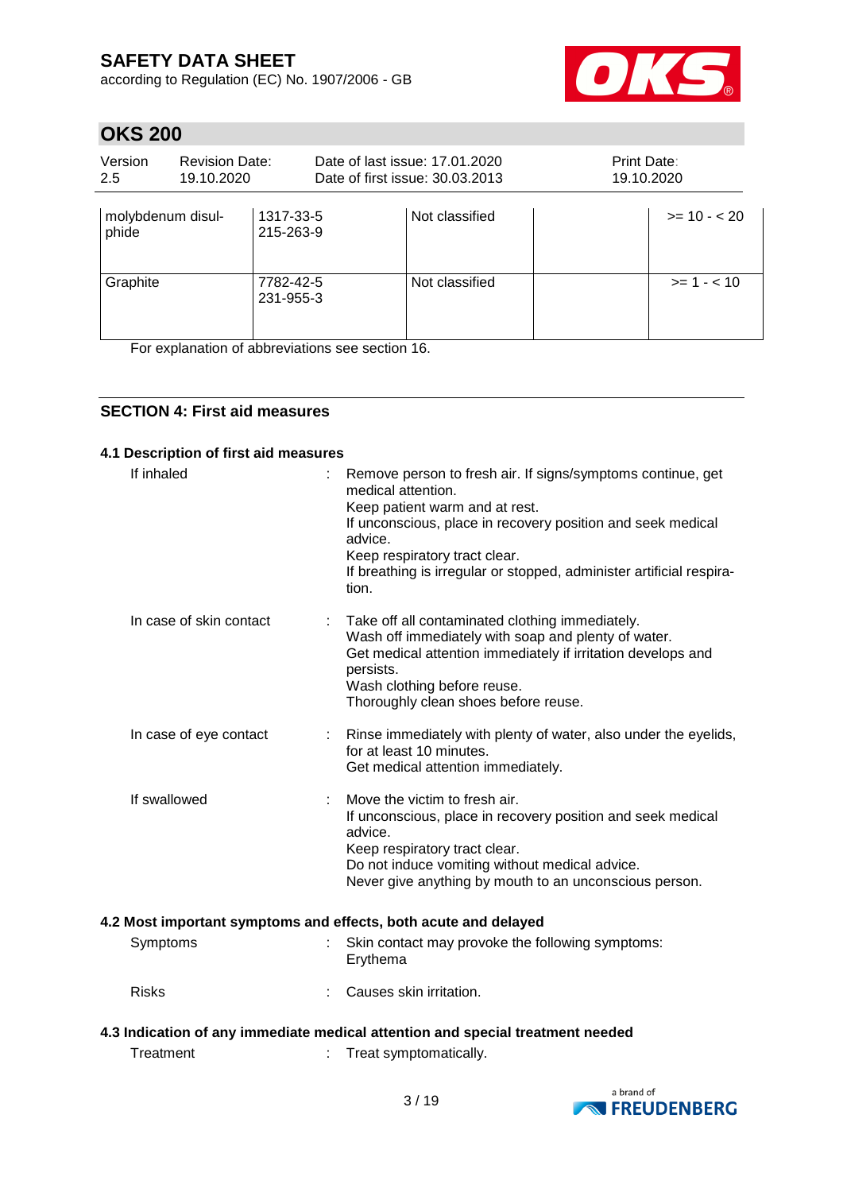| molybdenum disulphide | 1317-33-5<br>215-263-9 | Not classified | | >= 10 - < 20 |
|---|---|---|---|---|
| Graphite | 7782-42-5<br>231-955-3 | Not classified | | >= 1 - < 10 |

For explanation of abbreviations see section 16.

## SECTION 4: First aid measures

### 4.1 Description of first aid measures

**If inhaled** : Remove person to fresh air. If signs/symptoms continue, get medical attention.
Keep patient warm and at rest.
If unconscious, place in recovery position and seek medical advice.
Keep respiratory tract clear.
If breathing is irregular or stopped, administer artificial respiration.

**In case of skin contact** : Take off all contaminated clothing immediately.
Wash off immediately with soap and plenty of water.
Get medical attention immediately if irritation develops and persists.
Wash clothing before reuse.
Thoroughly clean shoes before reuse.

**In case of eye contact** : Rinse immediately with plenty of water, also under the eyelids, for at least 10 minutes.
Get medical attention immediately.

**If swallowed** : Move the victim to fresh air.
If unconscious, place in recovery position and seek medical advice.
Keep respiratory tract clear.
Do not induce vomiting without medical advice.
Never give anything by mouth to an unconscious person.

### 4.2 Most important symptoms and effects, both acute and delayed

**Symptoms** : Skin contact may provoke the following symptoms:
Erythema

**Risks** : Causes skin irritation.

### 4.3 Indication of any immediate medical attention and special treatment needed

**Treatment** : Treat symptomatically.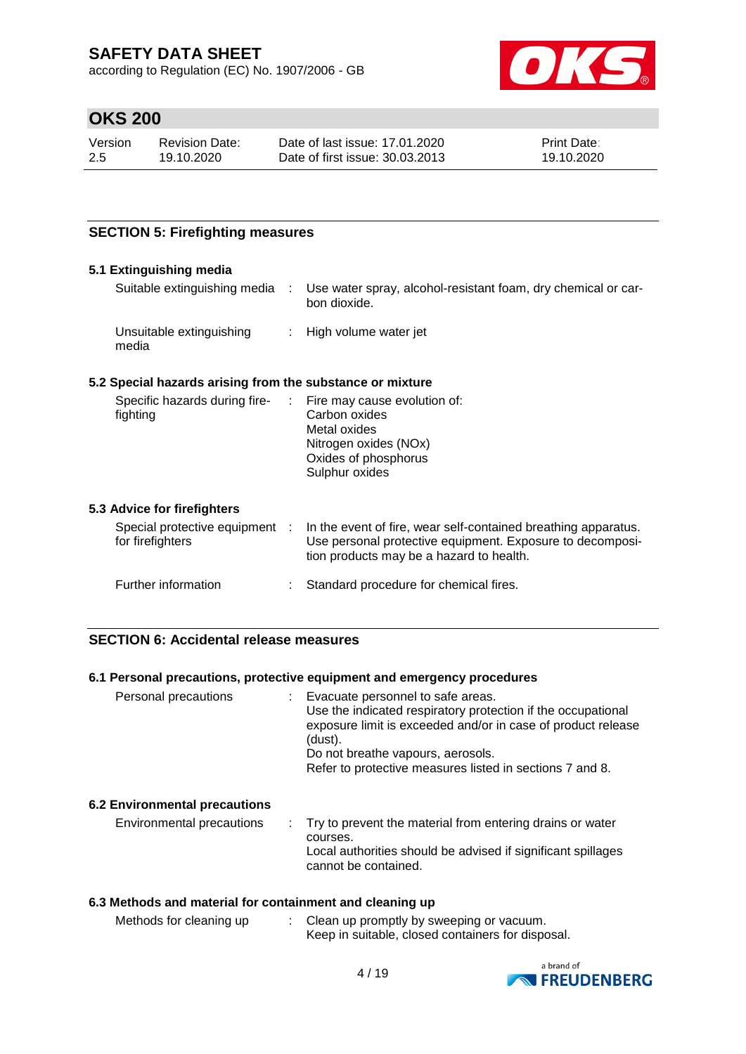## SECTION 5: Firefighting measures

### 5.1 Extinguishing media

| | | |
|---|---|---|
| Suitable extinguishing media | : | Use water spray, alcohol-resistant foam, dry chemical or carbon dioxide. |
| Unsuitable extinguishing media | : | High volume water jet |

### 5.2 Special hazards arising from the substance or mixture

| | | |
|---|---|---|
| Specific hazards during firefighting | : | Fire may cause evolution of:<br>Carbon oxides<br>Metal oxides<br>Nitrogen oxides (NOx)<br>Oxides of phosphorus<br>Sulphur oxides |

### 5.3 Advice for firefighters

| | | |
|---|---|---|
| Special protective equipment for firefighters | : | In the event of fire, wear self-contained breathing apparatus. Use personal protective equipment. Exposure to decomposition products may be a hazard to health. |
| Further information | : | Standard procedure for chemical fires. |

## SECTION 6: Accidental release measures

### 6.1 Personal precautions, protective equipment and emergency procedures

| | | |
|---|---|---|
| Personal precautions | : | Evacuate personnel to safe areas.<br>Use the indicated respiratory protection if the occupational exposure limit is exceeded and/or in case of product release (dust).<br>Do not breathe vapours, aerosols.<br>Refer to protective measures listed in sections 7 and 8. |

### 6.2 Environmental precautions

| | | |
|---|---|---|
| Environmental precautions | : | Try to prevent the material from entering drains or water courses.<br>Local authorities should be advised if significant spillages cannot be contained. |

### 6.3 Methods and material for containment and cleaning up

| | | |
|---|---|---|
| Methods for cleaning up | : | Clean up promptly by sweeping or vacuum.<br>Keep in suitable, closed containers for disposal. |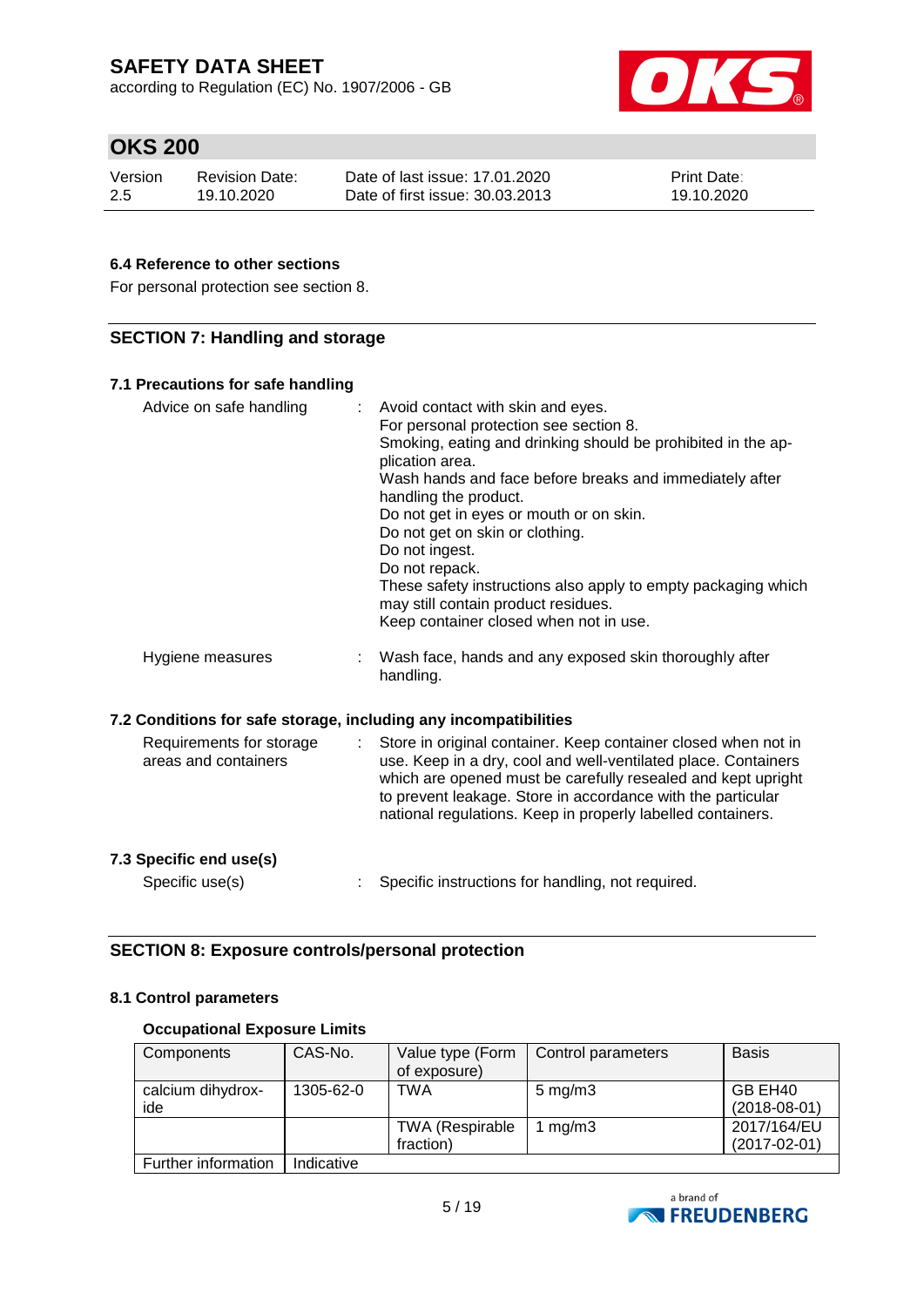### 6.4 Reference to other sections

For personal protection see section 8.

## SECTION 7: Handling and storage

### 7.1 Precautions for safe handling

| | | |
|---|---|---|
| Advice on safe handling | : | Avoid contact with skin and eyes.<br>For personal protection see section 8.<br>Smoking, eating and drinking should be prohibited in the application area.<br>Wash hands and face before breaks and immediately after handling the product.<br>Do not get in eyes or mouth or on skin.<br>Do not get on skin or clothing.<br>Do not ingest.<br>Do not repack.<br>These safety instructions also apply to empty packaging which may still contain product residues.<br>Keep container closed when not in use. |
| Hygiene measures | : | Wash face, hands and any exposed skin thoroughly after handling. |

### 7.2 Conditions for safe storage, including any incompatibilities

| | | |
|---|---|---|
| Requirements for storage areas and containers | : | Store in original container. Keep container closed when not in use. Keep in a dry, cool and well-ventilated place. Containers which are opened must be carefully resealed and kept upright to prevent leakage. Store in accordance with the particular national regulations. Keep in properly labelled containers. |

### 7.3 Specific end use(s)

| | | |
|---|---|---|
| Specific use(s) | : | Specific instructions for handling, not required. |

## SECTION 8: Exposure controls/personal protection

### 8.1 Control parameters

**Occupational Exposure Limits**

| Components | CAS-No. | Value type (Form of exposure) | Control parameters | Basis |
|---|---|---|---|---|
| calcium dihydroxide | 1305-62-0 | TWA | 5 mg/m3 | GB EH40 (2018-08-01) |
| | | TWA (Respirable fraction) | 1 mg/m3 | 2017/164/EU (2017-02-01) |
| Further information | Indicative | | | |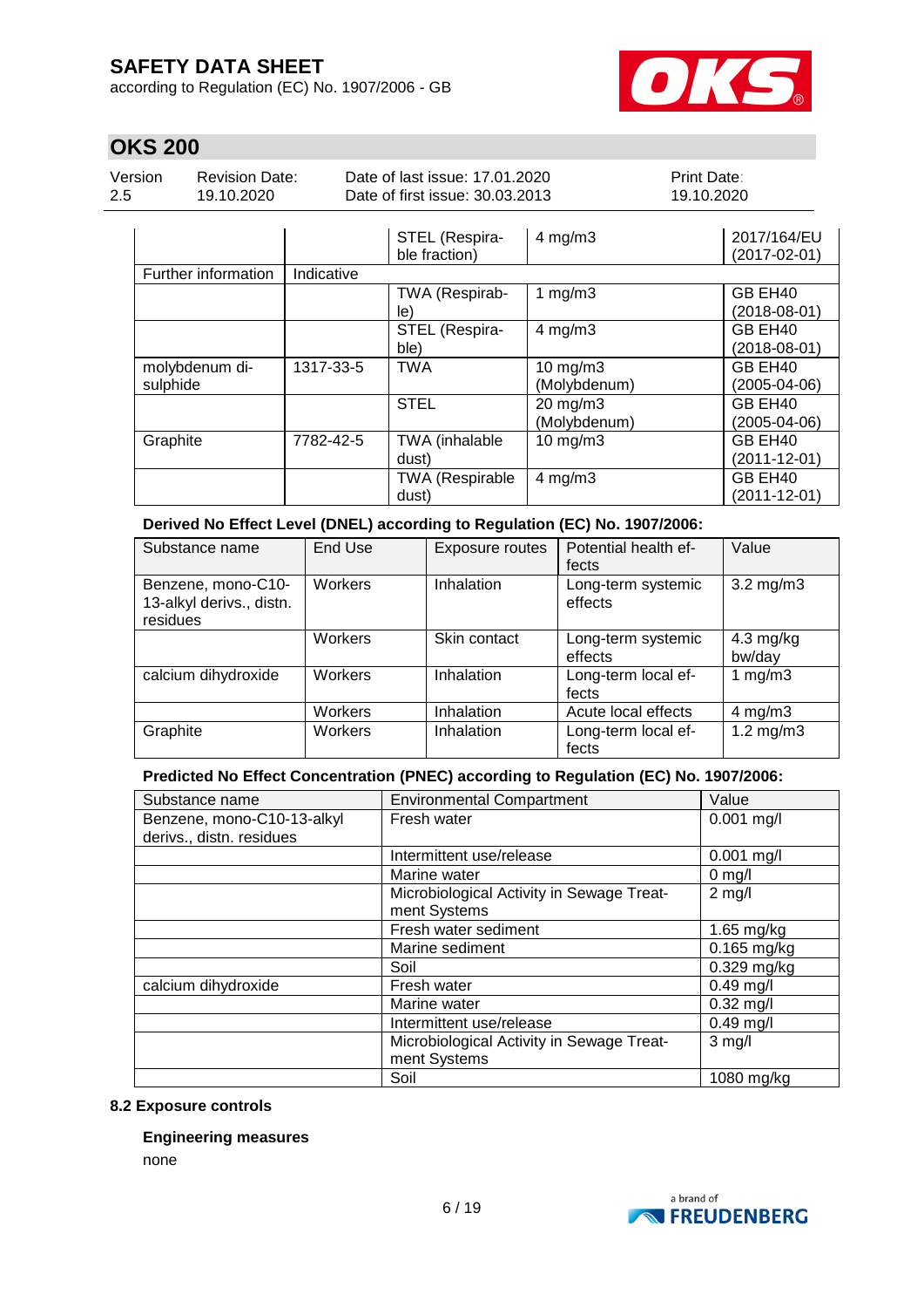|  |  | STEL (Respirable fraction) | 4 mg/m3 | 2017/164/EU (2017-02-01) |
|---|---|---|---|---|
| Further information | Indicative |  |  |  |
|  |  | TWA (Respirable) | 1 mg/m3 | GB EH40 (2018-08-01) |
|  |  | STEL (Respirable) | 4 mg/m3 | GB EH40 (2018-08-01) |
| molybdenum disulphide | 1317-33-5 | TWA | 10 mg/m3 (Molybdenum) | GB EH40 (2005-04-06) |
|  |  | STEL | 20 mg/m3 (Molybdenum) | GB EH40 (2005-04-06) |
| Graphite | 7782-42-5 | TWA (inhalable dust) | 10 mg/m3 | GB EH40 (2011-12-01) |
|  |  | TWA (Respirable dust) | 4 mg/m3 | GB EH40 (2011-12-01) |

**Derived No Effect Level (DNEL) according to Regulation (EC) No. 1907/2006:**

| Substance name | End Use | Exposure routes | Potential health effects | Value |
|---|---|---|---|---|
| Benzene, mono-C10-13-alkyl derivs., distn. residues | Workers | Inhalation | Long-term systemic effects | 3.2 mg/m3 |
|  | Workers | Skin contact | Long-term systemic effects | 4.3 mg/kg bw/day |
| calcium dihydroxide | Workers | Inhalation | Long-term local effects | 1 mg/m3 |
|  | Workers | Inhalation | Acute local effects | 4 mg/m3 |
| Graphite | Workers | Inhalation | Long-term local effects | 1.2 mg/m3 |

**Predicted No Effect Concentration (PNEC) according to Regulation (EC) No. 1907/2006:**

| Substance name | Environmental Compartment | Value |
|---|---|---|
| Benzene, mono-C10-13-alkyl derivs., distn. residues | Fresh water | 0.001 mg/l |
|  | Intermittent use/release | 0.001 mg/l |
|  | Marine water | 0 mg/l |
|  | Microbiological Activity in Sewage Treatment Systems | 2 mg/l |
|  | Fresh water sediment | 1.65 mg/kg |
|  | Marine sediment | 0.165 mg/kg |
|  | Soil | 0.329 mg/kg |
| calcium dihydroxide | Fresh water | 0.49 mg/l |
|  | Marine water | 0.32 mg/l |
|  | Intermittent use/release | 0.49 mg/l |
|  | Microbiological Activity in Sewage Treatment Systems | 3 mg/l |
|  | Soil | 1080 mg/kg |

### 8.2 Exposure controls

**Engineering measures**

none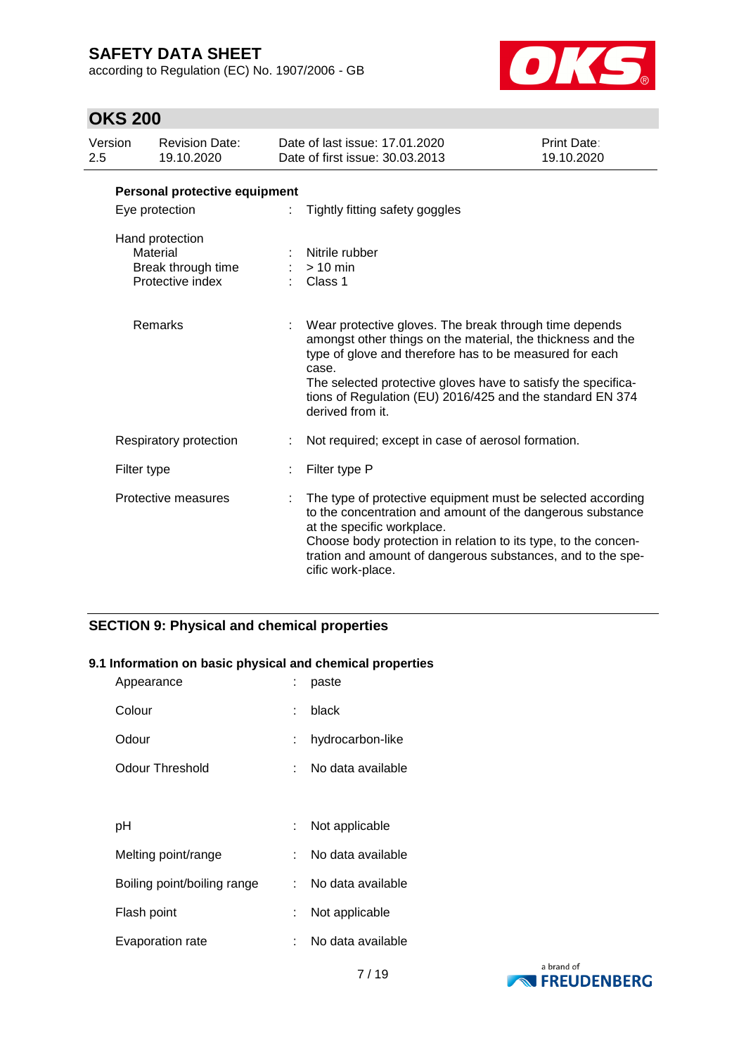**Personal protective equipment**

| | | |
|---|---|---|
| Eye protection | : | Tightly fitting safety goggles |
| Hand protection | | |
| Material | : | Nitrile rubber |
| Break through time | : | > 10 min |
| Protective index | : | Class 1 |
| Remarks | : | Wear protective gloves. The break through time depends amongst other things on the material, the thickness and the type of glove and therefore has to be measured for each case.<br>The selected protective gloves have to satisfy the specifications of Regulation (EU) 2016/425 and the standard EN 374 derived from it. |
| Respiratory protection | : | Not required; except in case of aerosol formation. |
| Filter type | : | Filter type P |
| Protective measures | : | The type of protective equipment must be selected according to the concentration and amount of the dangerous substance at the specific workplace.<br>Choose body protection in relation to its type, to the concentration and amount of dangerous substances, and to the specific work-place. |

## SECTION 9: Physical and chemical properties

### 9.1 Information on basic physical and chemical properties

| | | |
|---|---|---|
| Appearance | : | paste |
| Colour | : | black |
| Odour | : | hydrocarbon-like |
| Odour Threshold | : | No data available |
| pH | : | Not applicable |
| Melting point/range | : | No data available |
| Boiling point/boiling range | : | No data available |
| Flash point | : | Not applicable |
| Evaporation rate | : | No data available |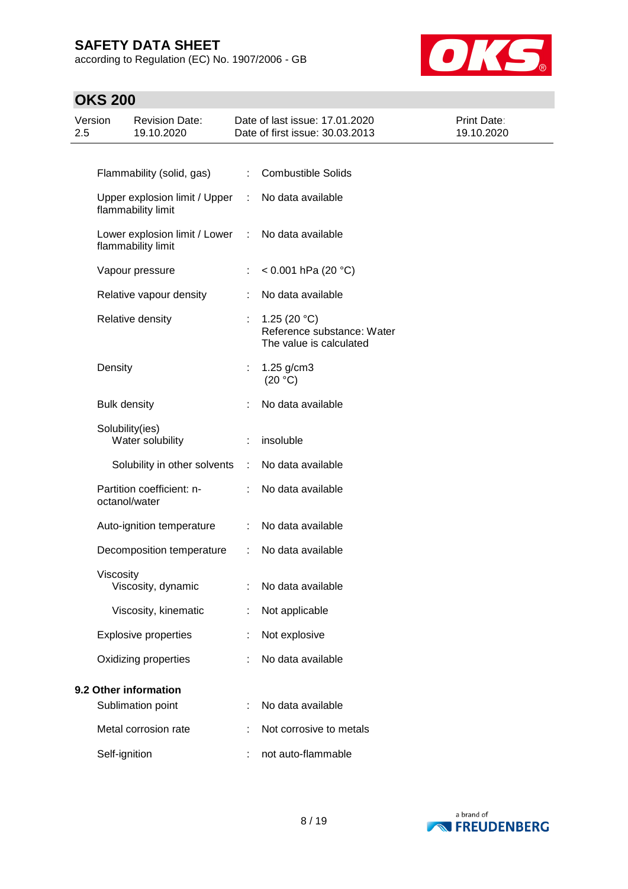# OKS 200

| Version | Revision Date: | Date of last issue: 17.01.2020 | Print Date: |
|---|---|---|---|
| 2.5 | 19.10.2020 | Date of first issue: 30.03.2013 | 19.10.2020 |

| | | |
|---|---|---|
| Flammability (solid, gas) | : | Combustible Solids |
| Upper explosion limit / Upper flammability limit | : | No data available |
| Lower explosion limit / Lower flammability limit | : | No data available |
| Vapour pressure | : | < 0.001 hPa (20 °C) |
| Relative vapour density | : | No data available |
| Relative density | : | 1.25 (20 °C)<br>Reference substance: Water<br>The value is calculated |
| Density | : | 1.25 g/cm3<br>(20 °C) |
| Bulk density | : | No data available |
| Solubility(ies)<br>Water solubility | : | insoluble |
| Solubility in other solvents | : | No data available |
| Partition coefficient: n-octanol/water | : | No data available |
| Auto-ignition temperature | : | No data available |
| Decomposition temperature | : | No data available |
| Viscosity<br>Viscosity, dynamic | : | No data available |
| Viscosity, kinematic | : | Not applicable |
| Explosive properties | : | Not explosive |
| Oxidizing properties | : | No data available |

**9.2 Other information**

| | | |
|---|---|---|
| Sublimation point | : | No data available |
| Metal corrosion rate | : | Not corrosive to metals |
| Self-ignition | : | not auto-flammable |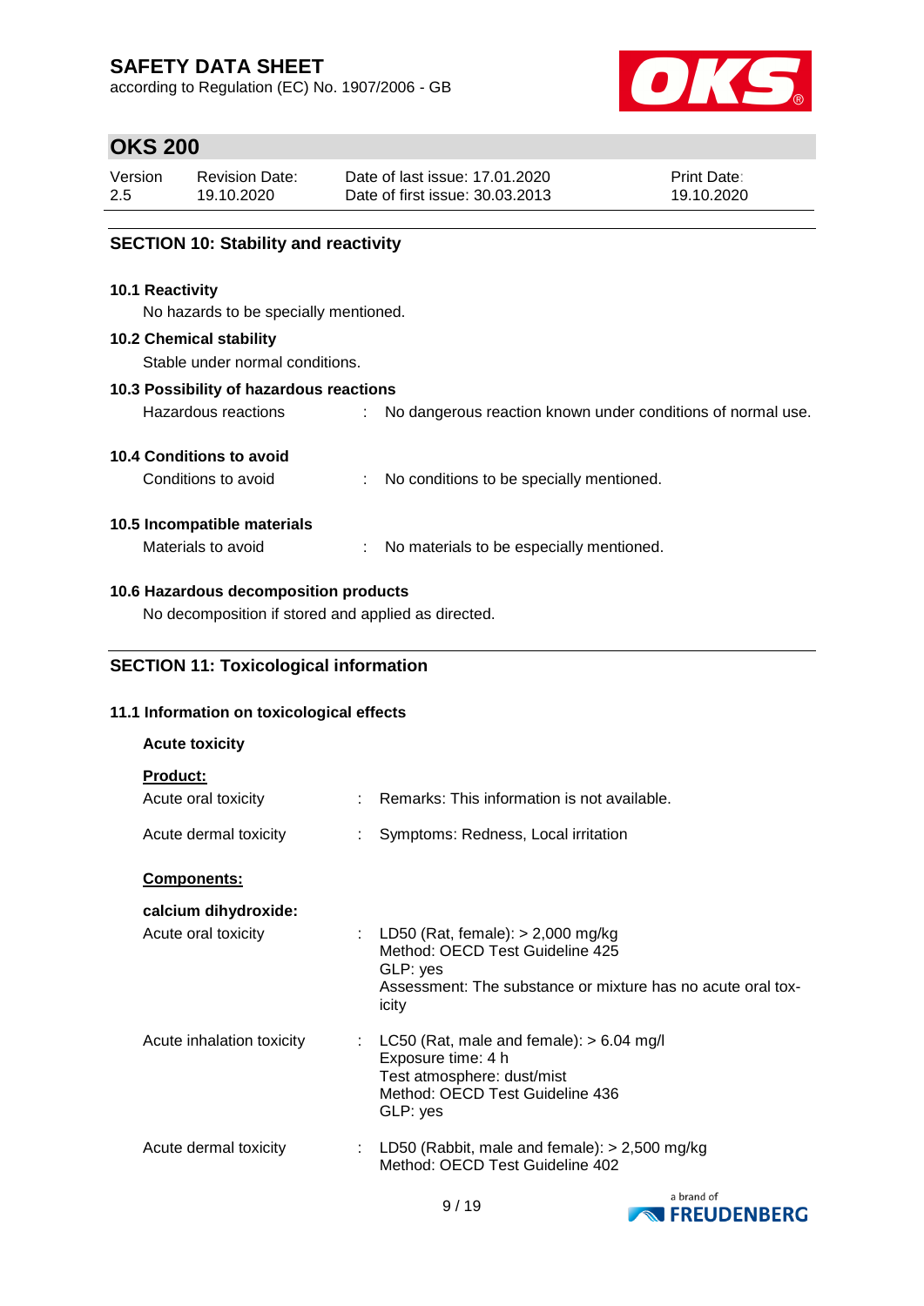## SECTION 10: Stability and reactivity

### 10.1 Reactivity

No hazards to be specially mentioned.

### 10.2 Chemical stability

Stable under normal conditions.

### 10.3 Possibility of hazardous reactions

Hazardous reactions : No dangerous reaction known under conditions of normal use.

### 10.4 Conditions to avoid

Conditions to avoid : No conditions to be specially mentioned.

### 10.5 Incompatible materials

Materials to avoid : No materials to be especially mentioned.

### 10.6 Hazardous decomposition products

No decomposition if stored and applied as directed.

## SECTION 11: Toxicological information

### 11.1 Information on toxicological effects

**Acute toxicity**

**Product:**

Acute oral toxicity : Remarks: This information is not available.

Acute dermal toxicity : Symptoms: Redness, Local irritation

**Components:**

**calcium dihydroxide:**

Acute oral toxicity : LD50 (Rat, female): > 2,000 mg/kg
Method: OECD Test Guideline 425
GLP: yes
Assessment: The substance or mixture has no acute oral toxicity

Acute inhalation toxicity : LC50 (Rat, male and female): > 6.04 mg/l
Exposure time: 4 h
Test atmosphere: dust/mist
Method: OECD Test Guideline 436
GLP: yes

Acute dermal toxicity : LD50 (Rabbit, male and female): > 2,500 mg/kg
Method: OECD Test Guideline 402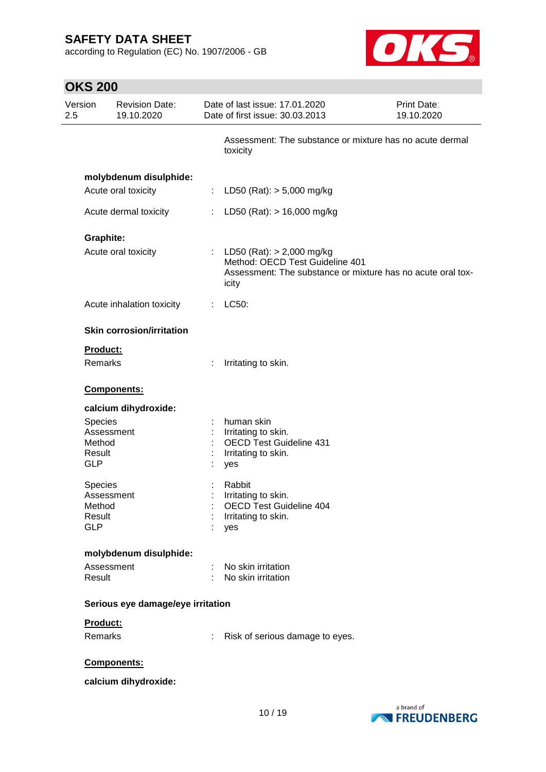Assessment: The substance or mixture has no acute dermal toxicity

**molybdenum disulphide:**

| | | |
|---|---|---|
| Acute oral toxicity | : | LD50 (Rat): > 5,000 mg/kg |
| Acute dermal toxicity | : | LD50 (Rat): > 16,000 mg/kg |

**Graphite:**

| | | |
|---|---|---|
| Acute oral toxicity | : | LD50 (Rat): > 2,000 mg/kg<br>Method: OECD Test Guideline 401<br>Assessment: The substance or mixture has no acute oral toxicity |
| Acute inhalation toxicity | : | LC50: |

**Skin corrosion/irritation**

**Product:**

Remarks : Irritating to skin.

**Components:**

**calcium dihydroxide:**

| | | |
|---|---|---|
| Species | : | human skin |
| Assessment | : | Irritating to skin. |
| Method | : | OECD Test Guideline 431 |
| Result | : | Irritating to skin. |
| GLP | : | yes |

| | | |
|---|---|---|
| Species | : | Rabbit |
| Assessment | : | Irritating to skin. |
| Method | : | OECD Test Guideline 404 |
| Result | : | Irritating to skin. |
| GLP | : | yes |

**molybdenum disulphide:**

| | | |
|---|---|---|
| Assessment | : | No skin irritation |
| Result | : | No skin irritation |

**Serious eye damage/eye irritation**

**Product:**

Remarks : Risk of serious damage to eyes.

**Components:**

**calcium dihydroxide:**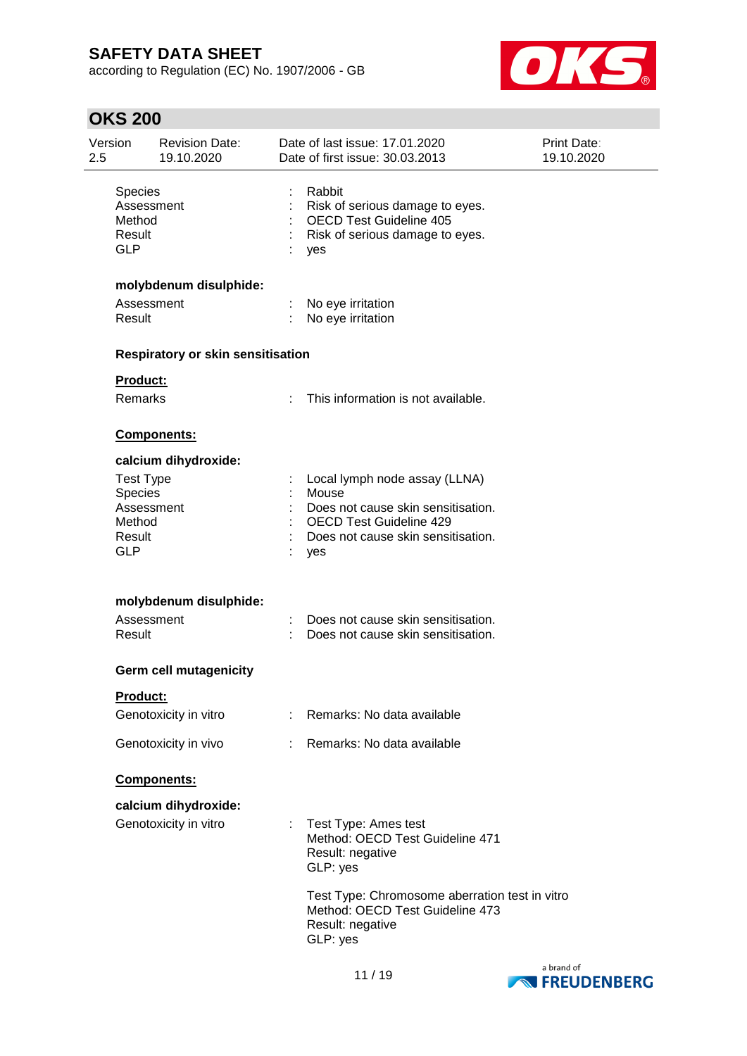| | | |
|---|---|---|
| Species | : | Rabbit |
| Assessment | : | Risk of serious damage to eyes. |
| Method | : | OECD Test Guideline 405 |
| Result | : | Risk of serious damage to eyes. |
| GLP | : | yes |

**molybdenum disulphide:**

| | | |
|---|---|---|
| Assessment | : | No eye irritation |
| Result | : | No eye irritation |

**Respiratory or skin sensitisation**

**Product:**

| | | |
|---|---|---|
| Remarks | : | This information is not available. |

**Components:**

**calcium dihydroxide:**

| | | |
|---|---|---|
| Test Type | : | Local lymph node assay (LLNA) |
| Species | : | Mouse |
| Assessment | : | Does not cause skin sensitisation. |
| Method | : | OECD Test Guideline 429 |
| Result | : | Does not cause skin sensitisation. |
| GLP | : | yes |

**molybdenum disulphide:**

| | | |
|---|---|---|
| Assessment | : | Does not cause skin sensitisation. |
| Result | : | Does not cause skin sensitisation. |

**Germ cell mutagenicity**

**Product:**

| | | |
|---|---|---|
| Genotoxicity in vitro | : | Remarks: No data available |
| Genotoxicity in vivo | : | Remarks: No data available |

**Components:**

**calcium dihydroxide:**

Genotoxicity in vitro :

Test Type: Ames test
Method: OECD Test Guideline 471
Result: negative
GLP: yes

Test Type: Chromosome aberration test in vitro
Method: OECD Test Guideline 473
Result: negative
GLP: yes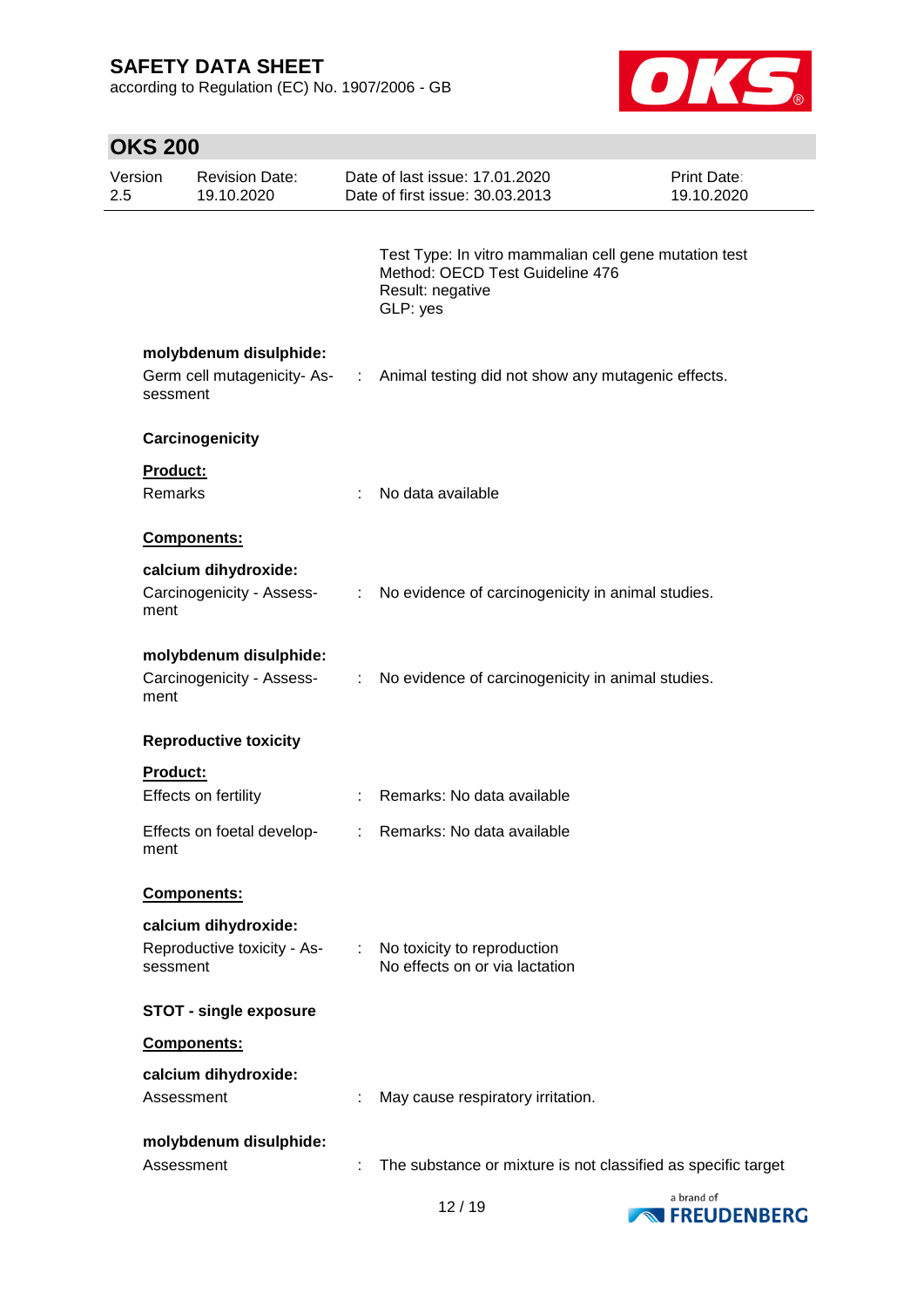Test Type: In vitro mammalian cell gene mutation test
Method: OECD Test Guideline 476
Result: negative
GLP: yes

**molybdenum disulphide:**

Germ cell mutagenicity- Assessment : Animal testing did not show any mutagenic effects.

**Carcinogenicity**

**Product:**

Remarks : No data available

**Components:**

**calcium dihydroxide:**

Carcinogenicity - Assessment : No evidence of carcinogenicity in animal studies.

**molybdenum disulphide:**

Carcinogenicity - Assessment : No evidence of carcinogenicity in animal studies.

**Reproductive toxicity**

**Product:**

Effects on fertility : Remarks: No data available

Effects on foetal development : Remarks: No data available

**Components:**

**calcium dihydroxide:**

Reproductive toxicity - Assessment : No toxicity to reproduction
No effects on or via lactation

**STOT - single exposure**

**Components:**

**calcium dihydroxide:**

Assessment : May cause respiratory irritation.

**molybdenum disulphide:**

Assessment : The substance or mixture is not classified as specific target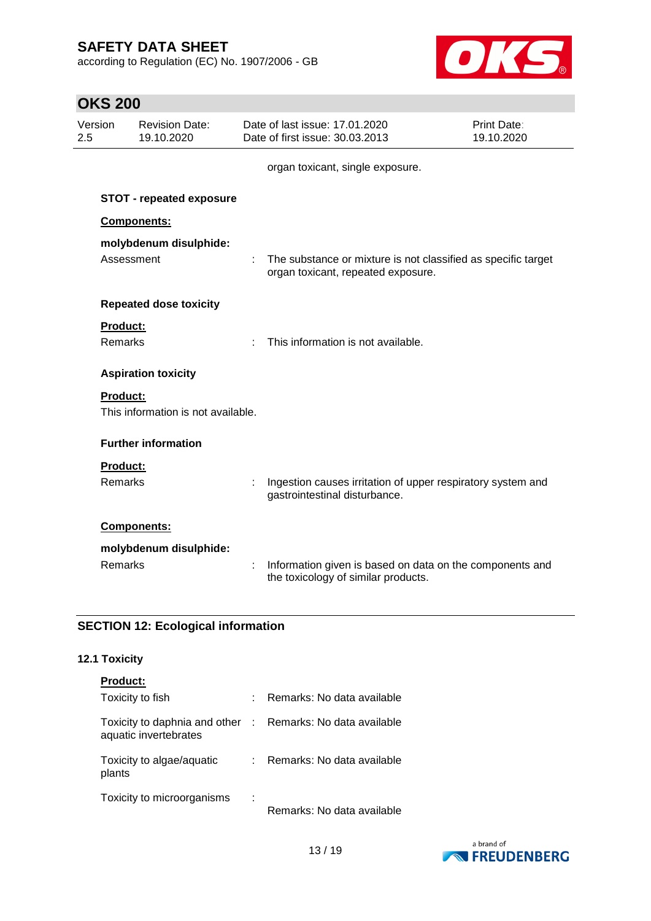organ toxicant, single exposure.

**STOT - repeated exposure**

**Components:**

**molybdenum disulphide:**

Assessment : The substance or mixture is not classified as specific target organ toxicant, repeated exposure.

**Repeated dose toxicity**

**Product:**

Remarks : This information is not available.

**Aspiration toxicity**

**Product:**

This information is not available.

**Further information**

**Product:**

Remarks : Ingestion causes irritation of upper respiratory system and gastrointestinal disturbance.

**Components:**

**molybdenum disulphide:**

Remarks : Information given is based on data on the components and the toxicology of similar products.

## SECTION 12: Ecological information

### 12.1 Toxicity

**Product:**

Toxicity to fish : Remarks: No data available

Toxicity to daphnia and other aquatic invertebrates : Remarks: No data available

Toxicity to algae/aquatic plants : Remarks: No data available

Toxicity to microorganisms : Remarks: No data available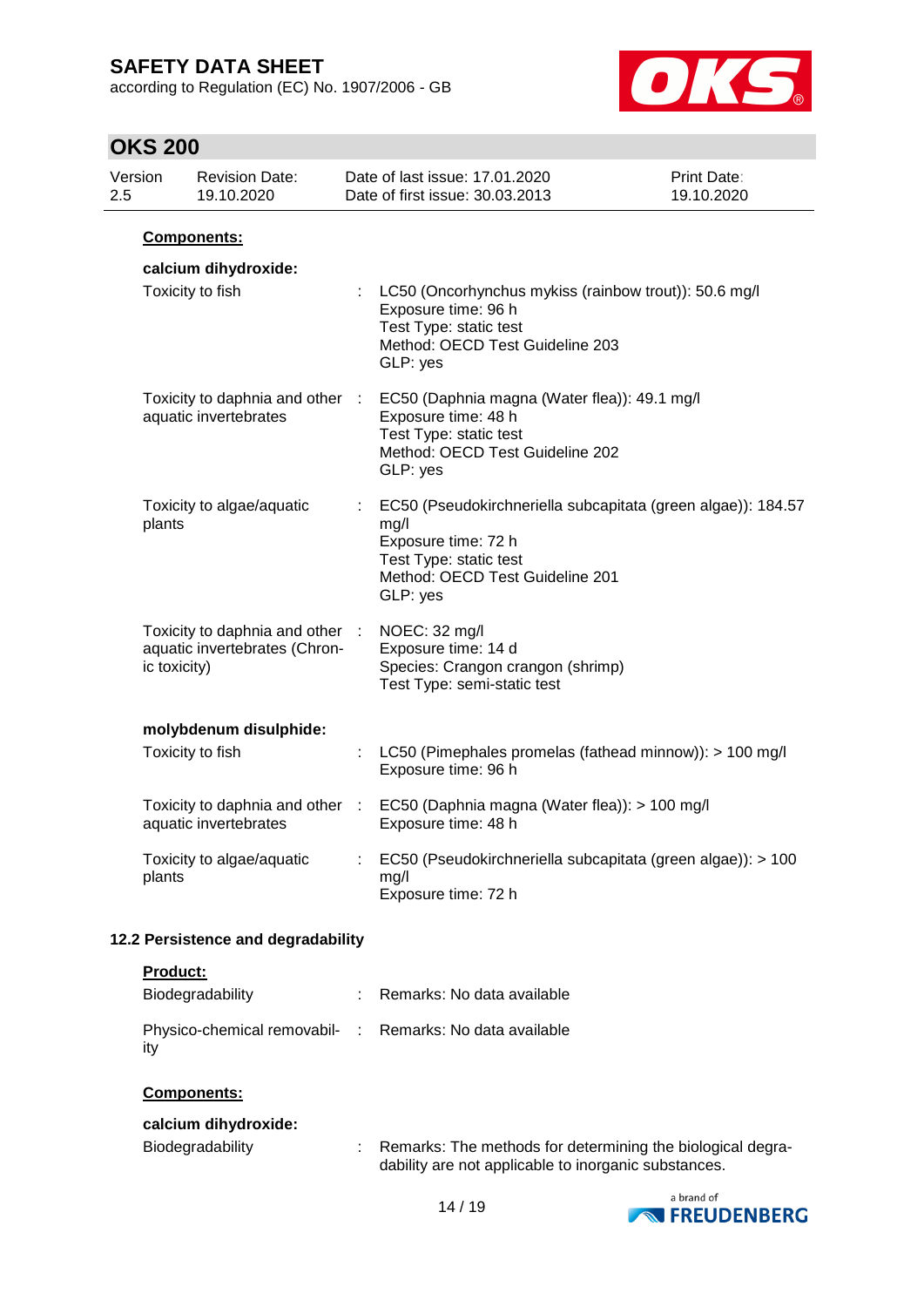**Components:**

**calcium dihydroxide:**

| | | |
|---|---|---|
| Toxicity to fish | : | LC50 (Oncorhynchus mykiss (rainbow trout)): 50.6 mg/l<br>Exposure time: 96 h<br>Test Type: static test<br>Method: OECD Test Guideline 203<br>GLP: yes |
| Toxicity to daphnia and other aquatic invertebrates | : | EC50 (Daphnia magna (Water flea)): 49.1 mg/l<br>Exposure time: 48 h<br>Test Type: static test<br>Method: OECD Test Guideline 202<br>GLP: yes |
| Toxicity to algae/aquatic plants | : | EC50 (Pseudokirchneriella subcapitata (green algae)): 184.57 mg/l<br>Exposure time: 72 h<br>Test Type: static test<br>Method: OECD Test Guideline 201<br>GLP: yes |
| Toxicity to daphnia and other aquatic invertebrates (Chronic toxicity) | : | NOEC: 32 mg/l<br>Exposure time: 14 d<br>Species: Crangon crangon (shrimp)<br>Test Type: semi-static test |

**molybdenum disulphide:**

| | | |
|---|---|---|
| Toxicity to fish | : | LC50 (Pimephales promelas (fathead minnow)): > 100 mg/l<br>Exposure time: 96 h |
| Toxicity to daphnia and other aquatic invertebrates | : | EC50 (Daphnia magna (Water flea)): > 100 mg/l<br>Exposure time: 48 h |
| Toxicity to algae/aquatic plants | : | EC50 (Pseudokirchneriella subcapitata (green algae)): > 100 mg/l<br>Exposure time: 72 h |

### 12.2 Persistence and degradability

**Product:**

| | | |
|---|---|---|
| Biodegradability | : | Remarks: No data available |
| Physico-chemical removability | : | Remarks: No data available |

**Components:**

**calcium dihydroxide:**

| | | |
|---|---|---|
| Biodegradability | : | Remarks: The methods for determining the biological degradability are not applicable to inorganic substances. |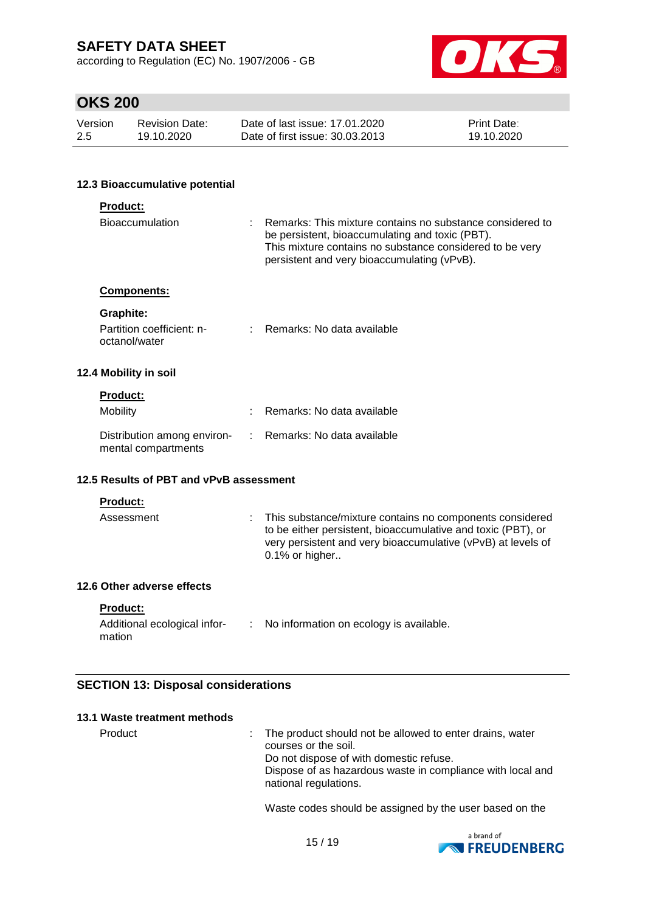### 12.3 Bioaccumulative potential

**Product:**

| | | |
|---|---|---|
| Bioaccumulation | : | Remarks: This mixture contains no substance considered to be persistent, bioaccumulating and toxic (PBT). This mixture contains no substance considered to be very persistent and very bioaccumulating (vPvB). |

**Components:**

**Graphite:**

| | | |
|---|---|---|
| Partition coefficient: n-octanol/water | : | Remarks: No data available |

### 12.4 Mobility in soil

**Product:**

| | | |
|---|---|---|
| Mobility | : | Remarks: No data available |
| Distribution among environmental compartments | : | Remarks: No data available |

### 12.5 Results of PBT and vPvB assessment

**Product:**

| | | |
|---|---|---|
| Assessment | : | This substance/mixture contains no components considered to be either persistent, bioaccumulative and toxic (PBT), or very persistent and very bioaccumulative (vPvB) at levels of 0.1% or higher.. |

### 12.6 Other adverse effects

**Product:**

| | | |
|---|---|---|
| Additional ecological information | : | No information on ecology is available. |

## SECTION 13: Disposal considerations

### 13.1 Waste treatment methods

| | | |
|---|---|---|
| Product | : | The product should not be allowed to enter drains, water courses or the soil.<br>Do not dispose of with domestic refuse.<br>Dispose of as hazardous waste in compliance with local and national regulations.<br><br>Waste codes should be assigned by the user based on the |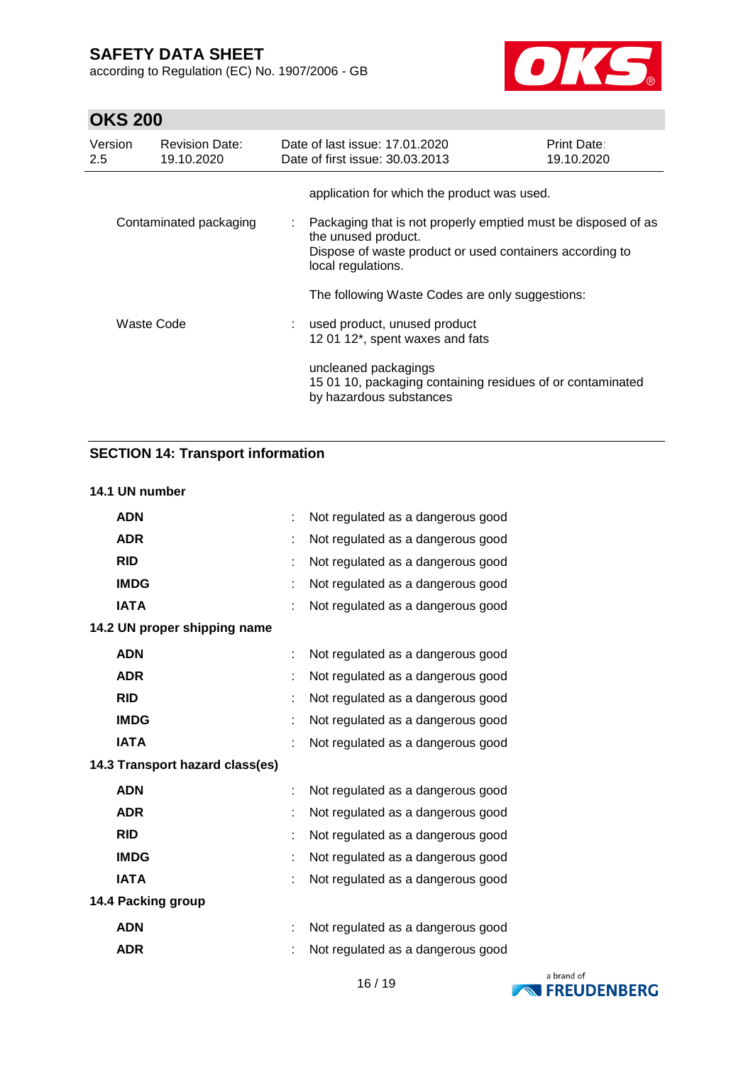application for which the product was used.

| | | |
|---|---|---|
| Contaminated packaging | : | Packaging that is not properly emptied must be disposed of as the unused product.<br>Dispose of waste product or used containers according to local regulations. |
| | | The following Waste Codes are only suggestions: |
| Waste Code | : | used product, unused product<br>12 01 12*, spent waxes and fats |
| | | uncleaned packagings<br>15 01 10, packaging containing residues of or contaminated by hazardous substances |

## SECTION 14: Transport information

**14.1 UN number**

| | | |
|---|---|---|
| **ADN** | : | Not regulated as a dangerous good |
| **ADR** | : | Not regulated as a dangerous good |
| **RID** | : | Not regulated as a dangerous good |
| **IMDG** | : | Not regulated as a dangerous good |
| **IATA** | : | Not regulated as a dangerous good |

**14.2 UN proper shipping name**

| | | |
|---|---|---|
| **ADN** | : | Not regulated as a dangerous good |
| **ADR** | : | Not regulated as a dangerous good |
| **RID** | : | Not regulated as a dangerous good |
| **IMDG** | : | Not regulated as a dangerous good |
| **IATA** | : | Not regulated as a dangerous good |

**14.3 Transport hazard class(es)**

| | | |
|---|---|---|
| **ADN** | : | Not regulated as a dangerous good |
| **ADR** | : | Not regulated as a dangerous good |
| **RID** | : | Not regulated as a dangerous good |
| **IMDG** | : | Not regulated as a dangerous good |
| **IATA** | : | Not regulated as a dangerous good |

**14.4 Packing group**

| | | |
|---|---|---|
| **ADN** | : | Not regulated as a dangerous good |
| **ADR** | : | Not regulated as a dangerous good |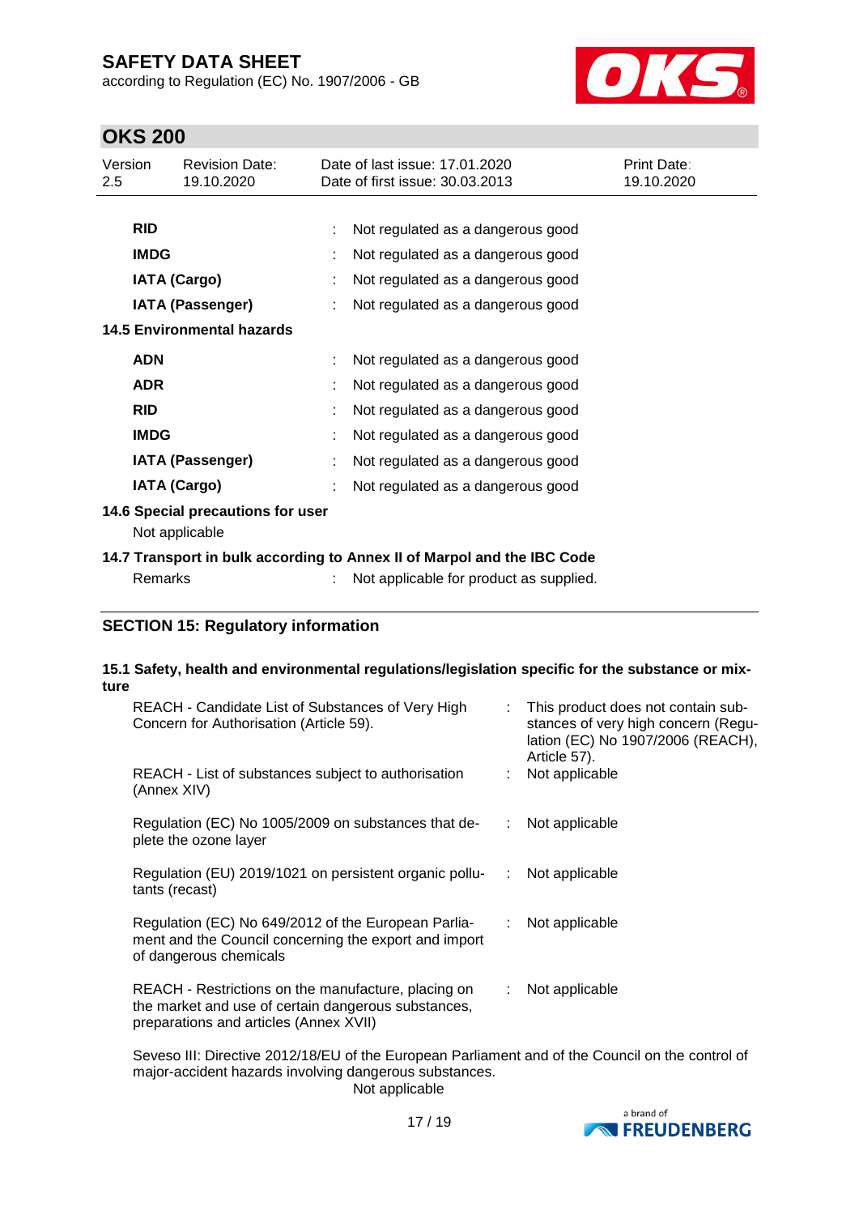| | | |
|---|---|---|
| **RID** | : | Not regulated as a dangerous good |
| **IMDG** | : | Not regulated as a dangerous good |
| **IATA (Cargo)** | : | Not regulated as a dangerous good |
| **IATA (Passenger)** | : | Not regulated as a dangerous good |

**14.5 Environmental hazards**

| | | |
|---|---|---|
| **ADN** | : | Not regulated as a dangerous good |
| **ADR** | : | Not regulated as a dangerous good |
| **RID** | : | Not regulated as a dangerous good |
| **IMDG** | : | Not regulated as a dangerous good |
| **IATA (Passenger)** | : | Not regulated as a dangerous good |
| **IATA (Cargo)** | : | Not regulated as a dangerous good |

**14.6 Special precautions for user**

Not applicable

**14.7 Transport in bulk according to Annex II of Marpol and the IBC Code**

Remarks : Not applicable for product as supplied.

## SECTION 15: Regulatory information

**15.1 Safety, health and environmental regulations/legislation specific for the substance or mixture**

| | | |
|---|---|---|
| REACH - Candidate List of Substances of Very High Concern for Authorisation (Article 59). | : | This product does not contain substances of very high concern (Regulation (EC) No 1907/2006 (REACH), Article 57). |
| REACH - List of substances subject to authorisation (Annex XIV) | : | Not applicable |
| Regulation (EC) No 1005/2009 on substances that deplete the ozone layer | : | Not applicable |
| Regulation (EU) 2019/1021 on persistent organic pollutants (recast) | : | Not applicable |
| Regulation (EC) No 649/2012 of the European Parliament and the Council concerning the export and import of dangerous chemicals | : | Not applicable |
| REACH - Restrictions on the manufacture, placing on the market and use of certain dangerous substances, preparations and articles (Annex XVII) | : | Not applicable |

Seveso III: Directive 2012/18/EU of the European Parliament and of the Council on the control of major-accident hazards involving dangerous substances.
Not applicable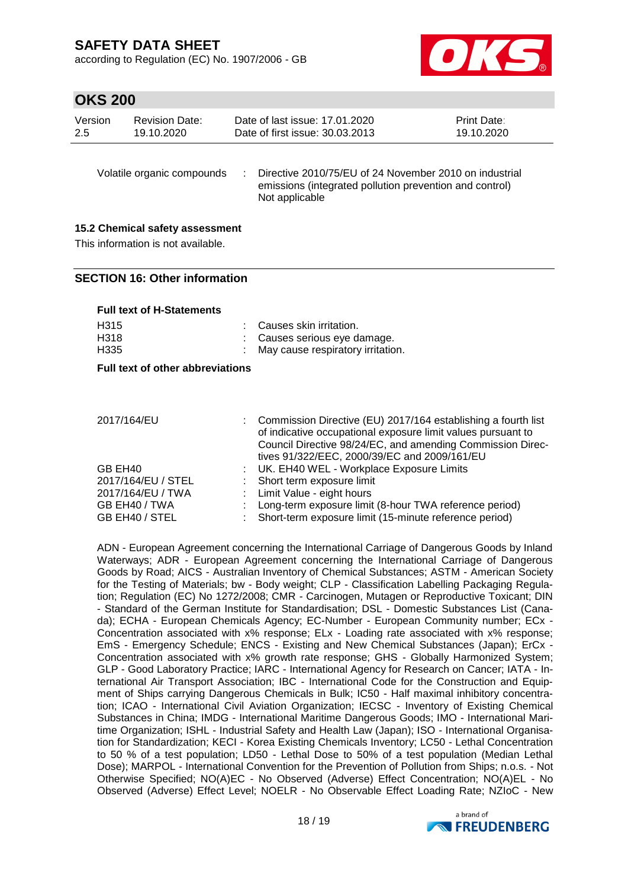| | | |
|---|---|---|
| Volatile organic compounds | : | Directive 2010/75/EU of 24 November 2010 on industrial emissions (integrated pollution prevention and control)<br>Not applicable |

### 15.2 Chemical safety assessment

This information is not available.

## SECTION 16: Other information

**Full text of H-Statements**

| | | |
|---|---|---|
| H315 | : | Causes skin irritation. |
| H318 | : | Causes serious eye damage. |
| H335 | : | May cause respiratory irritation. |

**Full text of other abbreviations**

| | | |
|---|---|---|
| 2017/164/EU | : | Commission Directive (EU) 2017/164 establishing a fourth list of indicative occupational exposure limit values pursuant to Council Directive 98/24/EC, and amending Commission Directives 91/322/EEC, 2000/39/EC and 2009/161/EU |
| GB EH40 | : | UK. EH40 WEL - Workplace Exposure Limits |
| 2017/164/EU / STEL | : | Short term exposure limit |
| 2017/164/EU / TWA | : | Limit Value - eight hours |
| GB EH40 / TWA | : | Long-term exposure limit (8-hour TWA reference period) |
| GB EH40 / STEL | : | Short-term exposure limit (15-minute reference period) |

ADN - European Agreement concerning the International Carriage of Dangerous Goods by Inland Waterways; ADR - European Agreement concerning the International Carriage of Dangerous Goods by Road; AICS - Australian Inventory of Chemical Substances; ASTM - American Society for the Testing of Materials; bw - Body weight; CLP - Classification Labelling Packaging Regulation; Regulation (EC) No 1272/2008; CMR - Carcinogen, Mutagen or Reproductive Toxicant; DIN - Standard of the German Institute for Standardisation; DSL - Domestic Substances List (Canada); ECHA - European Chemicals Agency; EC-Number - European Community number; ECx - Concentration associated with x% response; ELx - Loading rate associated with x% response; EmS - Emergency Schedule; ENCS - Existing and New Chemical Substances (Japan); ErCx - Concentration associated with x% growth rate response; GHS - Globally Harmonized System; GLP - Good Laboratory Practice; IARC - International Agency for Research on Cancer; IATA - International Air Transport Association; IBC - International Code for the Construction and Equipment of Ships carrying Dangerous Chemicals in Bulk; IC50 - Half maximal inhibitory concentration; ICAO - International Civil Aviation Organization; IECSC - Inventory of Existing Chemical Substances in China; IMDG - International Maritime Dangerous Goods; IMO - International Maritime Organization; ISHL - Industrial Safety and Health Law (Japan); ISO - International Organisation for Standardization; KECI - Korea Existing Chemicals Inventory; LC50 - Lethal Concentration to 50 % of a test population; LD50 - Lethal Dose to 50% of a test population (Median Lethal Dose); MARPOL - International Convention for the Prevention of Pollution from Ships; n.o.s. - Not Otherwise Specified; NO(A)EC - No Observed (Adverse) Effect Concentration; NO(A)EL - No Observed (Adverse) Effect Level; NOELR - No Observable Effect Loading Rate; NZIoC - New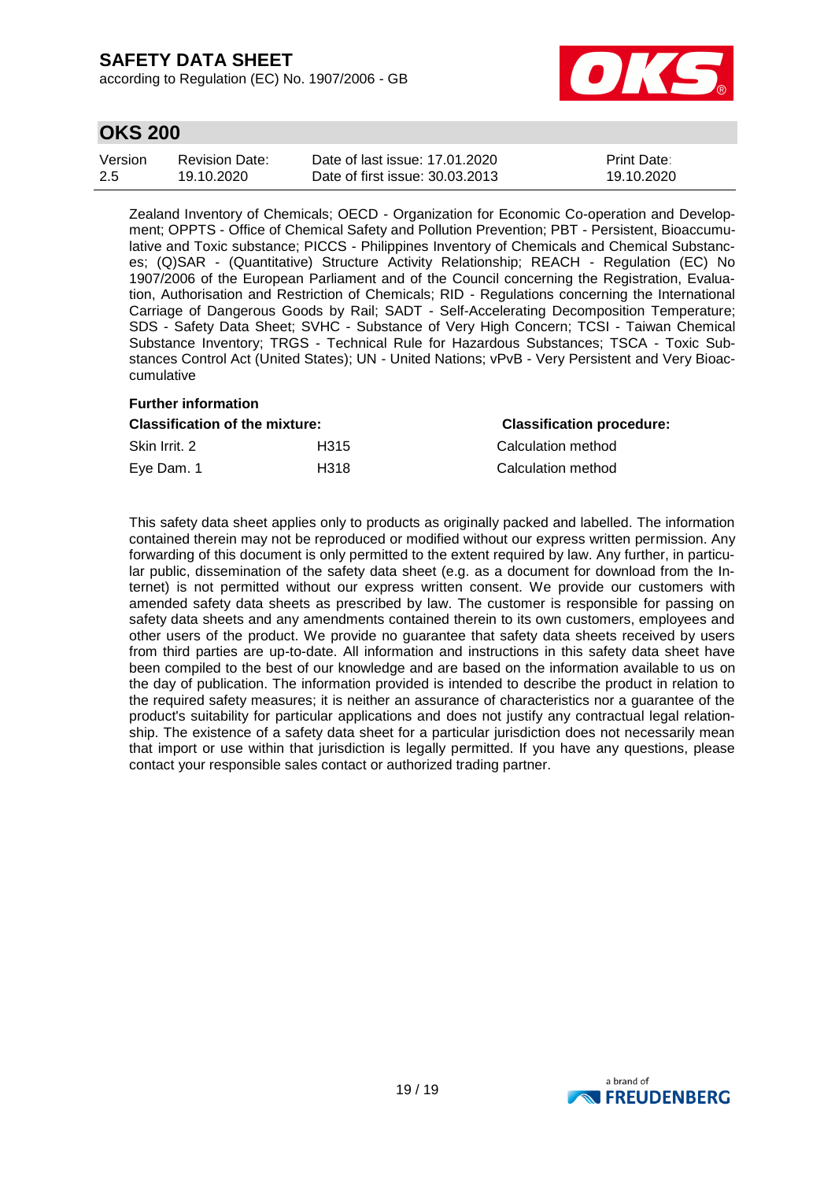Zealand Inventory of Chemicals; OECD - Organization for Economic Co-operation and Development; OPPTS - Office of Chemical Safety and Pollution Prevention; PBT - Persistent, Bioaccumulative and Toxic substance; PICCS - Philippines Inventory of Chemicals and Chemical Substances; (Q)SAR - (Quantitative) Structure Activity Relationship; REACH - Regulation (EC) No 1907/2006 of the European Parliament and of the Council concerning the Registration, Evaluation, Authorisation and Restriction of Chemicals; RID - Regulations concerning the International Carriage of Dangerous Goods by Rail; SADT - Self-Accelerating Decomposition Temperature; SDS - Safety Data Sheet; SVHC - Substance of Very High Concern; TCSI - Taiwan Chemical Substance Inventory; TRGS - Technical Rule for Hazardous Substances; TSCA - Toxic Substances Control Act (United States); UN - United Nations; vPvB - Very Persistent and Very Bioaccumulative

**Further information**

| **Classification of the mixture:** | | **Classification procedure:** |
|---|---|---|
| Skin Irrit. 2 | H315 | Calculation method |
| Eye Dam. 1 | H318 | Calculation method |

This safety data sheet applies only to products as originally packed and labelled. The information contained therein may not be reproduced or modified without our express written permission. Any forwarding of this document is only permitted to the extent required by law. Any further, in particular public, dissemination of the safety data sheet (e.g. as a document for download from the Internet) is not permitted without our express written consent. We provide our customers with amended safety data sheets as prescribed by law. The customer is responsible for passing on safety data sheets and any amendments contained therein to its own customers, employees and other users of the product. We provide no guarantee that safety data sheets received by users from third parties are up-to-date. All information and instructions in this safety data sheet have been compiled to the best of our knowledge and are based on the information available to us on the day of publication. The information provided is intended to describe the product in relation to the required safety measures; it is neither an assurance of characteristics nor a guarantee of the product's suitability for particular applications and does not justify any contractual legal relationship. The existence of a safety data sheet for a particular jurisdiction does not necessarily mean that import or use within that jurisdiction is legally permitted. If you have any questions, please contact your responsible sales contact or authorized trading partner.